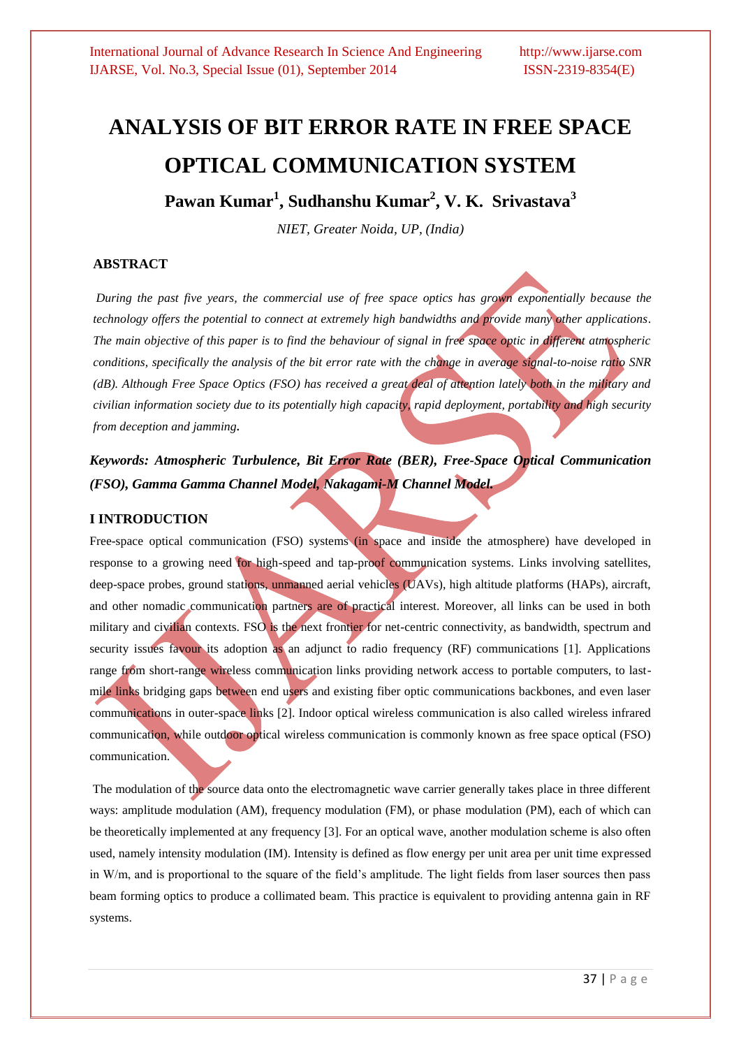# ANALYSIS OF BIT ERROR RATE IN FREE SPACE OPTICAL COMMUNICATION SYSTEM

**Pawan Kumar[1], Sudhanshu Kumar[2], V. K. Srivastava[3]**

*NIET, Greater Noida, UP, (India)*

## ABSTRACT

*During the past five years, the commercial use of free space optics has grown exponentially because the technology offers the potential to connect at extremely high bandwidths and provide many other applications. The main objective of this paper is to find the behaviour of signal in free space optic in different atmospheric conditions, specifically the analysis of the bit error rate with the change in average signal-to-noise ratio SNR (dB). Although Free Space Optics (FSO) has received a great deal of attention lately both in the military and civilian information society due to its potentially high capacity, rapid deployment, portability and high security from deception and jamming.*

***Keywords: Atmospheric Turbulence, Bit Error Rate (BER), Free-Space Optical Communication (FSO), Gamma Gamma Channel Model, Nakagami-M Channel Model.***

## I INTRODUCTION

Free-space optical communication (FSO) systems (in space and inside the atmosphere) have developed in response to a growing need for high-speed and tap-proof communication systems. Links involving satellites, deep-space probes, ground stations, unmanned aerial vehicles (UAVs), high altitude platforms (HAPs), aircraft, and other nomadic communication partners are of practical interest. Moreover, all links can be used in both military and civilian contexts. FSO is the next frontier for net-centric connectivity, as bandwidth, spectrum and security issues favour its adoption as an adjunct to radio frequency (RF) communications [1]. Applications range from short-range wireless communication links providing network access to portable computers, to last-mile links bridging gaps between end users and existing fiber optic communications backbones, and even laser communications in outer-space links [2]. Indoor optical wireless communication is also called wireless infrared communication, while outdoor optical wireless communication is commonly known as free space optical (FSO) communication.

The modulation of the source data onto the electromagnetic wave carrier generally takes place in three different ways: amplitude modulation (AM), frequency modulation (FM), or phase modulation (PM), each of which can be theoretically implemented at any frequency [3]. For an optical wave, another modulation scheme is also often used, namely intensity modulation (IM). Intensity is defined as flow energy per unit area per unit time expressed in W/m, and is proportional to the square of the field's amplitude. The light fields from laser sources then pass beam forming optics to produce a collimated beam. This practice is equivalent to providing antenna gain in RF systems.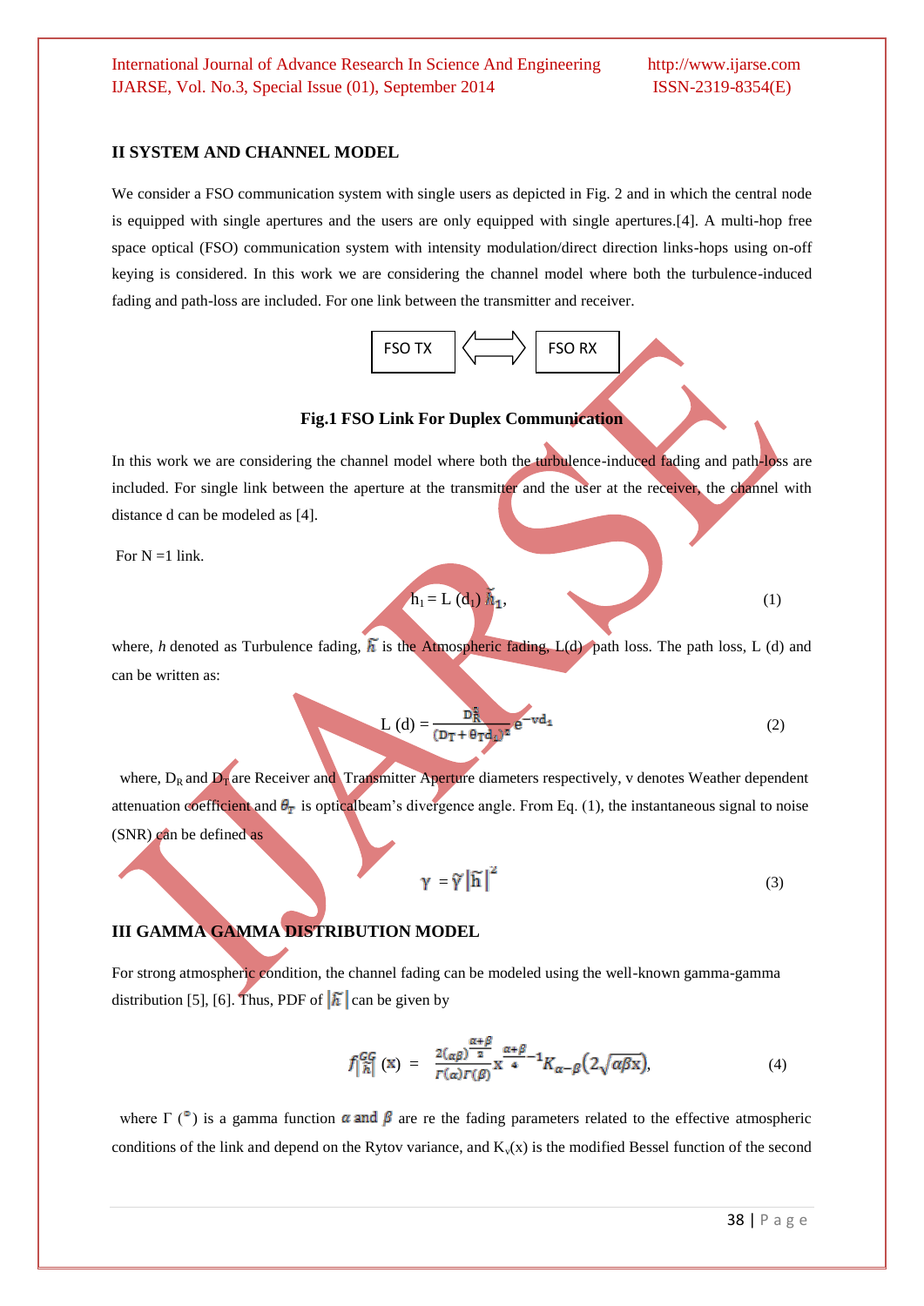## II SYSTEM AND CHANNEL MODEL

We consider a FSO communication system with single users as depicted in Fig. 2 and in which the central node is equipped with single apertures and the users are only equipped with single apertures.[4]. A multi-hop free space optical (FSO) communication system with intensity modulation/direct direction links-hops using on-off keying is considered. In this work we are considering the channel model where both the turbulence-induced fading and path-loss are included. For one link between the transmitter and receiver.

FSO TX ⟺ FSO RX

**Fig.1 FSO Link For Duplex Communication**

In this work we are considering the channel model where both the turbulence-induced fading and path-loss are included. For single link between the aperture at the transmitter and the user at the receiver, the channel with distance d can be modeled as [4].

For N =1 link.

$$h_1 = L(d_1)\,\tilde{h}_1, \tag{1}$$

where, *h* denoted as Turbulence fading, $\tilde{h}$ is the Atmospheric fading, L(d) path loss. The path loss, L (d) and can be written as:

$$L(d) = \frac{D_R^2}{(D_T + \theta_T d_1)^2} e^{-v d_1} \tag{2}$$

where, $D_R$ and $D_T$ are Receiver and Transmitter Aperture diameters respectively, v denotes Weather dependent attenuation coefficient and $\theta_T$ is opticalbeam's divergence angle. From Eq. (1), the instantaneous signal to noise (SNR) can be defined as

$$\gamma = \tilde{\gamma}\left|\tilde{h}\right|^2 \tag{3}$$

## III GAMMA GAMMA DISTRIBUTION MODEL

For strong atmospheric condition, the channel fading can be modeled using the well-known gamma-gamma distribution [5], [6]. Thus, PDF of $|\tilde{h}|$ can be given by

$$f_{|\tilde{h}|}^{GG}(x) = \frac{2(\alpha\beta)^{\frac{\alpha+\beta}{2}}}{\Gamma(\alpha)\Gamma(\beta)} x^{\frac{\alpha+\beta}{4}-1} K_{\alpha-\beta}\left(2\sqrt{\alpha\beta x}\right), \tag{4}$$

where Γ (°) is a gamma function $\alpha$ and $\beta$ are re the fading parameters related to the effective atmospheric conditions of the link and depend on the Rytov variance, and $K_v(x)$ is the modified Bessel function of the second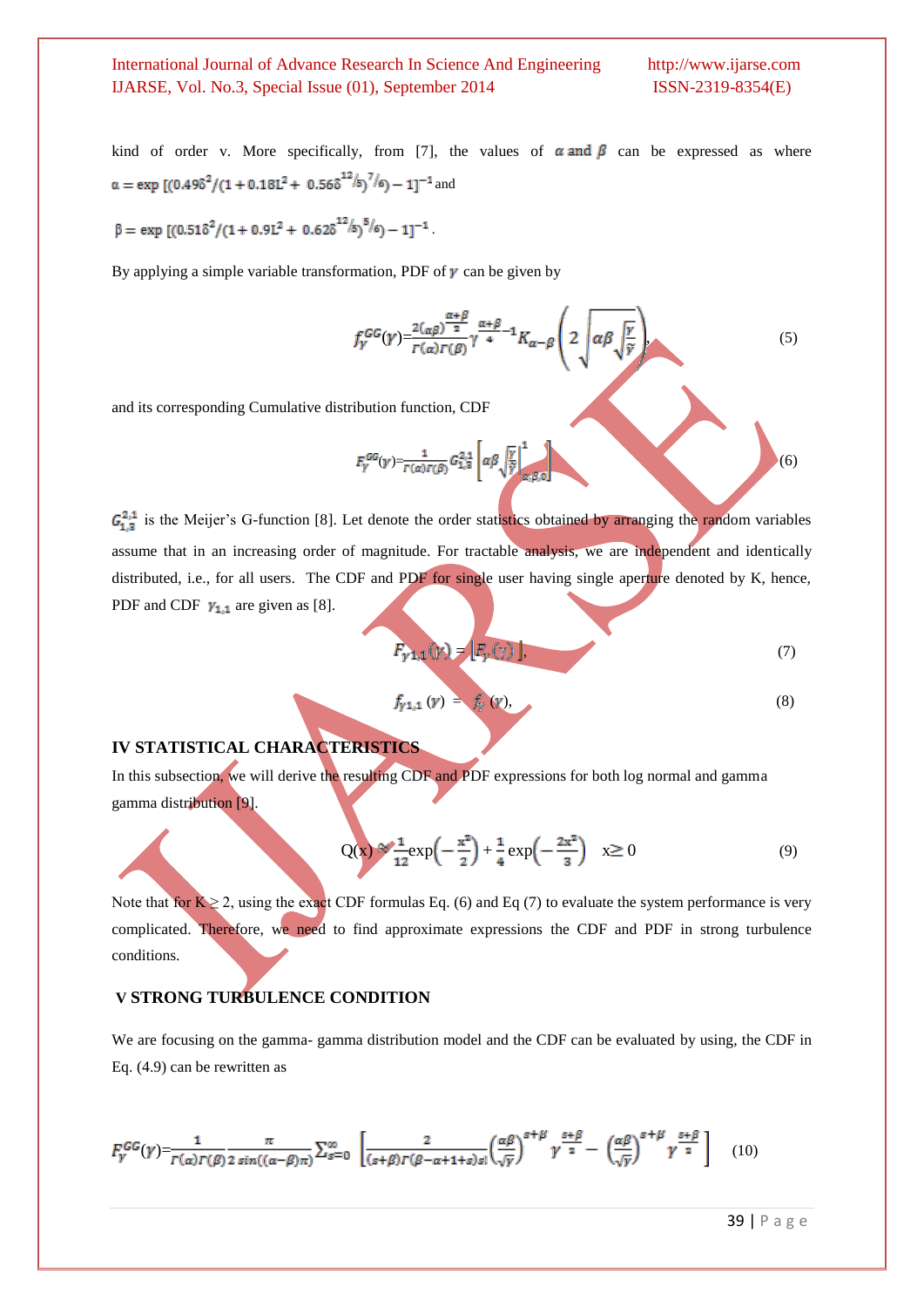kind of order v. More specifically, from [7], the values of $\alpha$ and $\beta$ can be expressed as where $\alpha = \exp[(0.49\delta^2/(1+0.18L^2+0.56\delta^{12/5})^{7/6})-1]^{-1}$ and

$\beta = \exp[(0.51\delta^2/(1+0.9L^2+0.62\delta^{12/5})^{5/6})-1]^{-1}$.

By applying a simple variable transformation, PDF of $\gamma$ can be given by

$$f_{\gamma}^{GG}(\gamma)=\frac{2(\alpha\beta)^{\frac{\alpha+\beta}{2}}}{\Gamma(\alpha)\Gamma(\beta)}\gamma^{\frac{\alpha+\beta}{4}-1}K_{\alpha-\beta}\left(2\sqrt{\alpha\beta\sqrt{\frac{\gamma}{\bar{\gamma}}}}\right), \tag{5}$$

and its corresponding Cumulative distribution function, CDF

$$F_{\gamma}^{GG}(\gamma)=\frac{1}{\Gamma(\alpha)\Gamma(\beta)}G_{1,3}^{2,1}\left[\alpha\beta\sqrt{\frac{\gamma}{\bar{\gamma}}}\Big|_{\alpha,\beta,0}^{1}\right] \tag{6}$$

$G_{1,3}^{2,1}$ is the Meijer's G-function [8]. Let denote the order statistics obtained by arranging the random variables assume that in an increasing order of magnitude. For tractable analysis, we are independent and identically distributed, i.e., for all users. The CDF and PDF for single user having single aperture denoted by K, hence, PDF and CDF $\gamma_{1,1}$ are given as [8].

$$F_{\gamma 1,1}(\gamma) = [F_{\gamma}(\gamma)], \tag{7}$$

$$f_{\gamma 1,1}(\gamma) = f_{\gamma}(\gamma), \tag{8}$$

## IV STATISTICAL CHARACTERISTICS

In this subsection, we will derive the resulting CDF and PDF expressions for both log normal and gamma gamma distribution [9].

$$Q(x) \approx \frac{1}{12}\exp\left(-\frac{x^2}{2}\right)+\frac{1}{4}\exp\left(-\frac{2x^2}{3}\right) \quad x\geq 0 \tag{9}$$

Note that for $K \geq 2$, using the exact CDF formulas Eq. (6) and Eq (7) to evaluate the system performance is very complicated. Therefore, we need to find approximate expressions the CDF and PDF in strong turbulence conditions.

## V STRONG TURBULENCE CONDITION

We are focusing on the gamma- gamma distribution model and the CDF can be evaluated by using, the CDF in Eq. (4.9) can be rewritten as

$$F_{\gamma}^{GG}(\gamma)=\frac{1}{\Gamma(\alpha)\Gamma(\beta)}\frac{\pi}{2\sin((\alpha-\beta)\pi)}\sum_{s=0}^{\infty}\left[\frac{2}{(s+\beta)\Gamma(\beta-\alpha+1+s)s!}\left(\frac{\alpha\beta}{\sqrt{\bar{\gamma}}}\right)^{s+\beta}\gamma^{\frac{s+\beta}{2}}-\left(\frac{\alpha\beta}{\sqrt{\bar{\gamma}}}\right)^{s+\beta}\gamma^{\frac{s+\beta}{2}}\right] \tag{10}$$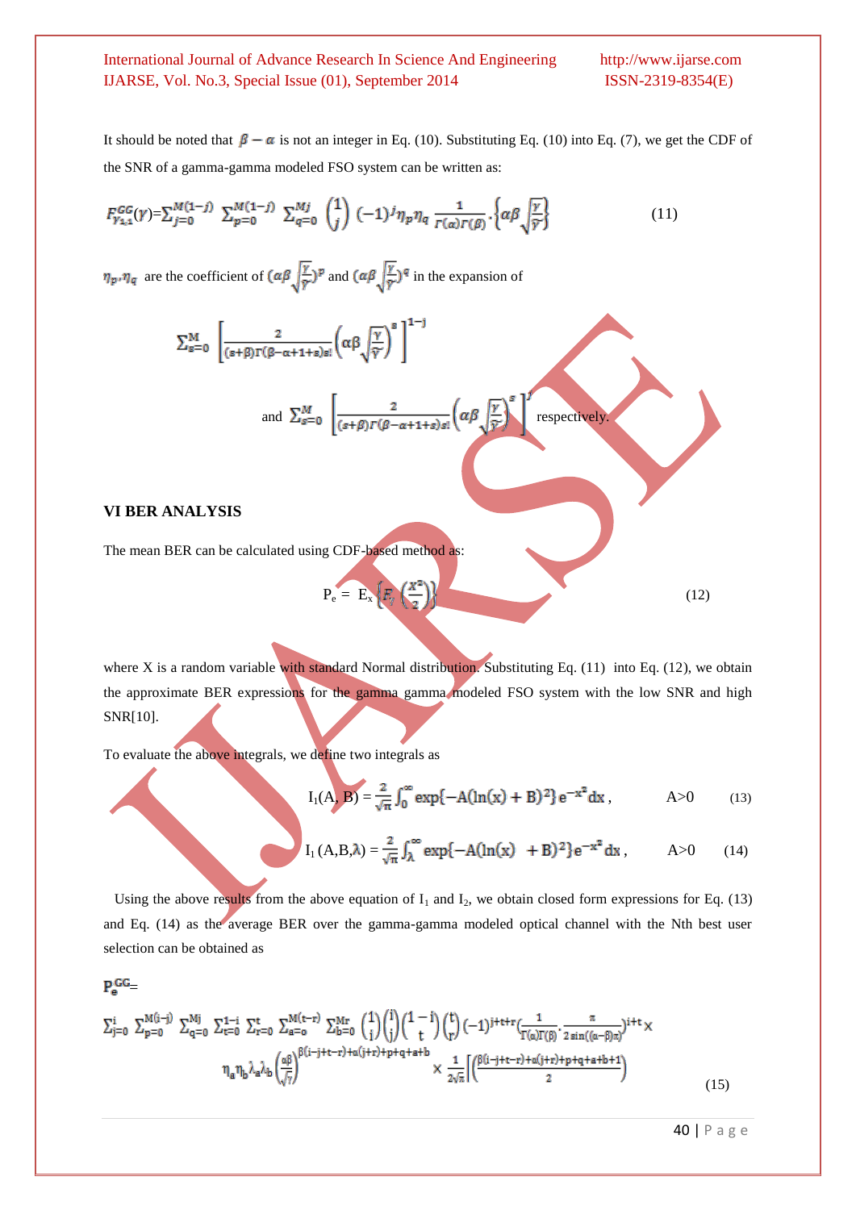It should be noted that $\beta - \alpha$ is not an integer in Eq. (10). Substituting Eq. (10) into Eq. (7), we get the CDF of the SNR of a gamma-gamma modeled FSO system can be written as:

$$F^{GG}_{\gamma_{1,1}}(\gamma)=\sum_{j=0}^{M(1-j)} \sum_{p=0}^{M(1-j)} \sum_{q=0}^{Mj} \binom{1}{j} (-1)^j \eta_p \eta_q \frac{1}{\Gamma(\alpha)\Gamma(\beta)} \cdot \left\{\alpha\beta\sqrt{\frac{\gamma}{\bar{\gamma}}}\right\} \tag{11}$$

$\eta_p, \eta_q$ are the coefficient of $(\alpha\beta\sqrt{\frac{\gamma}{\bar{\gamma}}})^p$ and $(\alpha\beta\sqrt{\frac{\gamma}{\bar{\gamma}}})^q$ in the expansion of

$$\sum_{s=0}^{M}\left[\frac{2}{(s+\beta)\Gamma(\beta-\alpha+1+s)s!}\left(\alpha\beta\sqrt{\frac{\gamma}{\bar{\gamma}}}\right)^s\right]^{1-j}$$

and $\sum_{s=0}^{M}\left[\frac{2}{(s+\beta)\Gamma(\beta-\alpha+1+s)s!}\left(\alpha\beta\sqrt{\frac{\gamma}{\bar{\gamma}}}\right)^s\right]^j$ respectively.

## VI BER ANALYSIS

The mean BER can be calculated using CDF-based method as:

$$P_e = E_x\left\{F_\gamma\left(\frac{x^2}{2}\right)\right\} \tag{12}$$

where X is a random variable with standard Normal distribution. Substituting Eq. (11) into Eq. (12), we obtain the approximate BER expressions for the gamma gamma modeled FSO system with the low SNR and high SNR[10].

To evaluate the above integrals, we define two integrals as

$$I_1(A, B) = \frac{2}{\sqrt{\pi}}\int_0^\infty \exp\{-A(\ln(x)+B)^2\}e^{-x^2}dx, \qquad A>0 \tag{13}$$

$$I_1(A,B,\lambda) = \frac{2}{\sqrt{\pi}}\int_\lambda^\infty \exp\{-A(\ln(x)+B)^2\}e^{-x^2}dx, \qquad A>0 \tag{14}$$

Using the above results from the above equation of $I_1$ and $I_2$, we obtain closed form expressions for Eq. (13) and Eq. (14) as the average BER over the gamma-gamma modeled optical channel with the Nth best user selection can be obtained as

$$P_e^{GG}=$$

$$\sum_{j=0}^{i}\sum_{p=0}^{M(i-j)}\sum_{q=0}^{Mj}\sum_{t=0}^{1-i}\sum_{r=0}^{t}\sum_{a=0}^{M(t-r)}\sum_{b=0}^{Mr}\binom{1}{i}\binom{i}{j}\binom{1-i}{t}\binom{t}{r}(-1)^{j+t+r}\left(\frac{1}{\Gamma(\alpha)\Gamma(\beta)}\cdot\frac{\pi}{2\sin((\alpha-\beta)\pi)}\right)^{i+t}\times$$
$$\eta_a\eta_b\lambda_a\lambda_b\left(\frac{\alpha\beta}{\sqrt{\bar{\gamma}}}\right)^{\beta(i-j+t-r)+\alpha(j+r)+p+q+a+b}\times\frac{1}{2\sqrt{\pi}}\left[\left(\frac{\beta(i-j+t-r)+\alpha(j+r)+p+q+a+b+1}{2}\right)\right] \tag{15}$$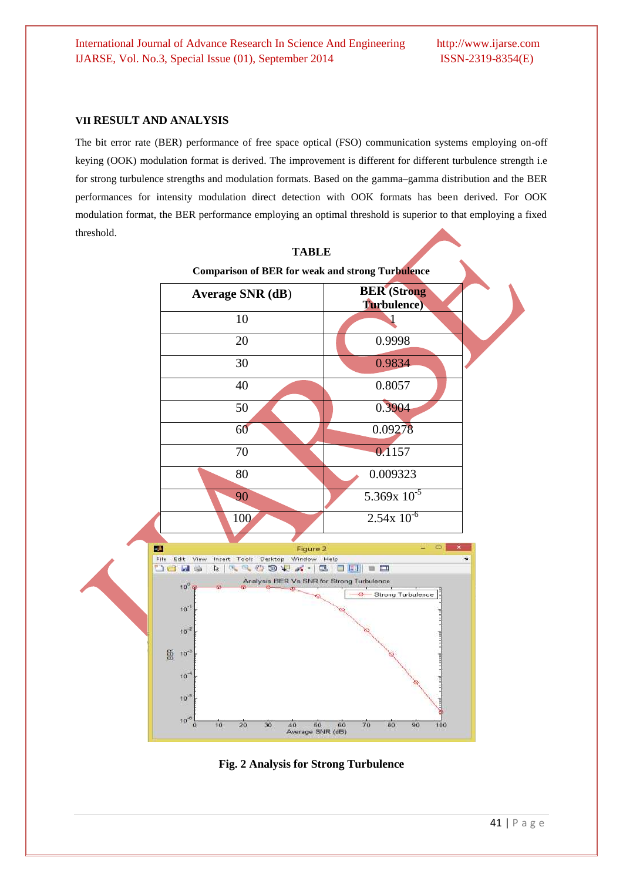## VII RESULT AND ANALYSIS

The bit error rate (BER) performance of free space optical (FSO) communication systems employing on-off keying (OOK) modulation format is derived. The improvement is different for different turbulence strength i.e for strong turbulence strengths and modulation formats. Based on the gamma–gamma distribution and the BER performances for intensity modulation direct detection with OOK formats has been derived. For OOK modulation format, the BER performance employing an optimal threshold is superior to that employing a fixed threshold.

**TABLE**

**Comparison of BER for weak and strong Turbulence**

| Average SNR (dB) | BER (Strong Turbulence) |
|---|---|
| 10 | 1 |
| 20 | 0.9998 |
| 30 | 0.9834 |
| 40 | 0.8057 |
| 50 | 0.3904 |
| 60 | 0.09278 |
| 70 | 0.1157 |
| 80 | 0.009323 |
| 90 | $5.369 \times 10^{-5}$ |
| 100 | $2.54 \times 10^{-6}$ |

**Fig. 2 Analysis for Strong Turbulence**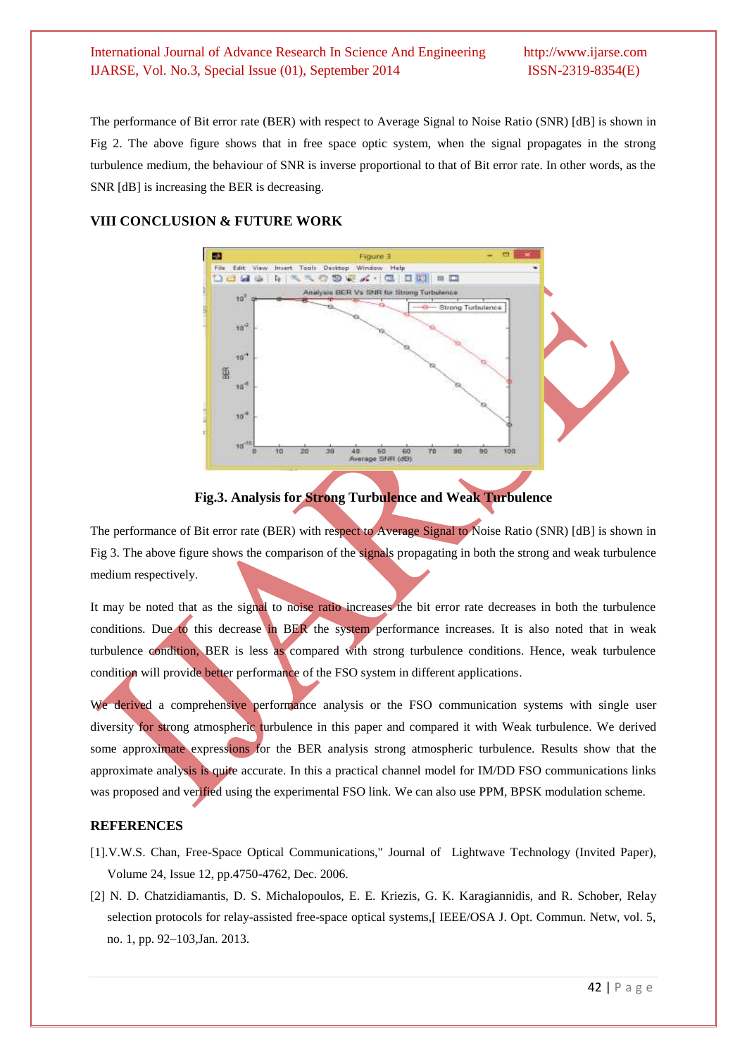The performance of Bit error rate (BER) with respect to Average Signal to Noise Ratio (SNR) [dB] is shown in Fig 2. The above figure shows that in free space optic system, when the signal propagates in the strong turbulence medium, the behaviour of SNR is inverse proportional to that of Bit error rate. In other words, as the SNR [dB] is increasing the BER is decreasing.

## VIII CONCLUSION & FUTURE WORK

**Fig.3. Analysis for Strong Turbulence and Weak Turbulence**

The performance of Bit error rate (BER) with respect to Average Signal to Noise Ratio (SNR) [dB] is shown in Fig 3. The above figure shows the comparison of the signals propagating in both the strong and weak turbulence medium respectively.

It may be noted that as the signal to noise ratio increases the bit error rate decreases in both the turbulence conditions. Due to this decrease in BER the system performance increases. It is also noted that in weak turbulence condition, BER is less as compared with strong turbulence conditions. Hence, weak turbulence condition will provide better performance of the FSO system in different applications.

We derived a comprehensive performance analysis or the FSO communication systems with single user diversity for strong atmospheric turbulence in this paper and compared it with Weak turbulence. We derived some approximate expressions for the BER analysis strong atmospheric turbulence. Results show that the approximate analysis is quite accurate. In this a practical channel model for IM/DD FSO communications links was proposed and verified using the experimental FSO link. We can also use PPM, BPSK modulation scheme.

## REFERENCES

[1].V.W.S. Chan, Free-Space Optical Communications," Journal of Lightwave Technology (Invited Paper), Volume 24, Issue 12, pp.4750-4762, Dec. 2006.

[2] N. D. Chatzidiamantis, D. S. Michalopoulos, E. E. Kriezis, G. K. Karagiannidis, and R. Schober, Relay selection protocols for relay-assisted free-space optical systems,[ IEEE/OSA J. Opt. Commun. Netw, vol. 5, no. 1, pp. 92–103,Jan. 2013.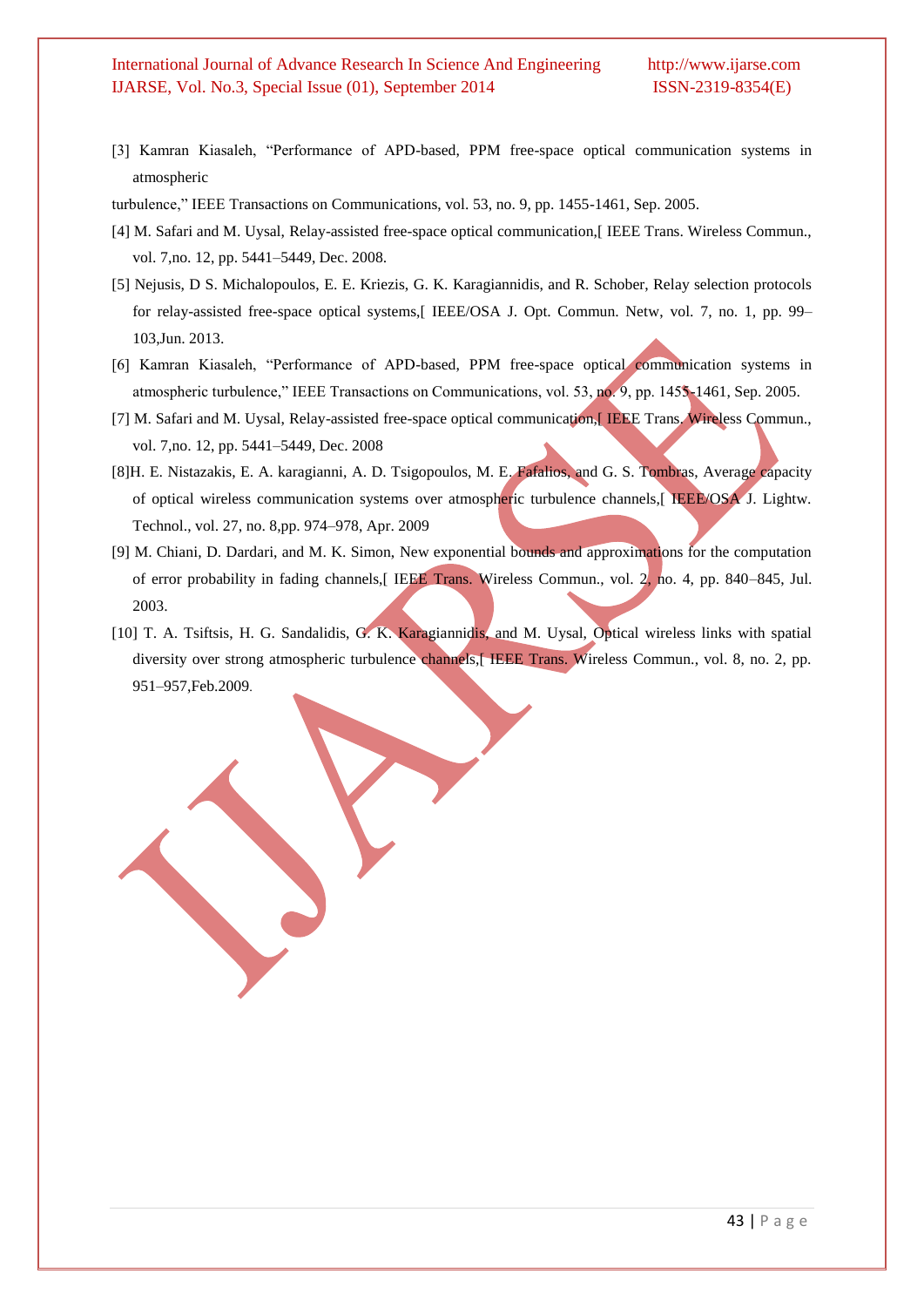[3] Kamran Kiasaleh, "Performance of APD-based, PPM free-space optical communication systems in atmospheric

turbulence," IEEE Transactions on Communications, vol. 53, no. 9, pp. 1455-1461, Sep. 2005.

[4] M. Safari and M. Uysal, Relay-assisted free-space optical communication,[ IEEE Trans. Wireless Commun., vol. 7,no. 12, pp. 5441–5449, Dec. 2008.

[5] Nejusis, D S. Michalopoulos, E. E. Kriezis, G. K. Karagiannidis, and R. Schober, Relay selection protocols for relay-assisted free-space optical systems,[ IEEE/OSA J. Opt. Commun. Netw, vol. 7, no. 1, pp. 99–103,Jun. 2013.

[6] Kamran Kiasaleh, "Performance of APD-based, PPM free-space optical communication systems in atmospheric turbulence," IEEE Transactions on Communications, vol. 53, no. 9, pp. 1455-1461, Sep. 2005.

[7] M. Safari and M. Uysal, Relay-assisted free-space optical communication,[ IEEE Trans. Wireless Commun., vol. 7,no. 12, pp. 5441–5449, Dec. 2008

[8]H. E. Nistazakis, E. A. karagianni, A. D. Tsigopoulos, M. E. Fafalios, and G. S. Tombras, Average capacity of optical wireless communication systems over atmospheric turbulence channels,[ IEEE/OSA J. Lightw. Technol., vol. 27, no. 8,pp. 974–978, Apr. 2009

[9] M. Chiani, D. Dardari, and M. K. Simon, New exponential bounds and approximations for the computation of error probability in fading channels,[ IEEE Trans. Wireless Commun., vol. 2, no. 4, pp. 840–845, Jul. 2003.

[10] T. A. Tsiftsis, H. G. Sandalidis, G. K. Karagiannidis, and M. Uysal, Optical wireless links with spatial diversity over strong atmospheric turbulence channels,[ IEEE Trans. Wireless Commun., vol. 8, no. 2, pp. 951–957,Feb.2009.